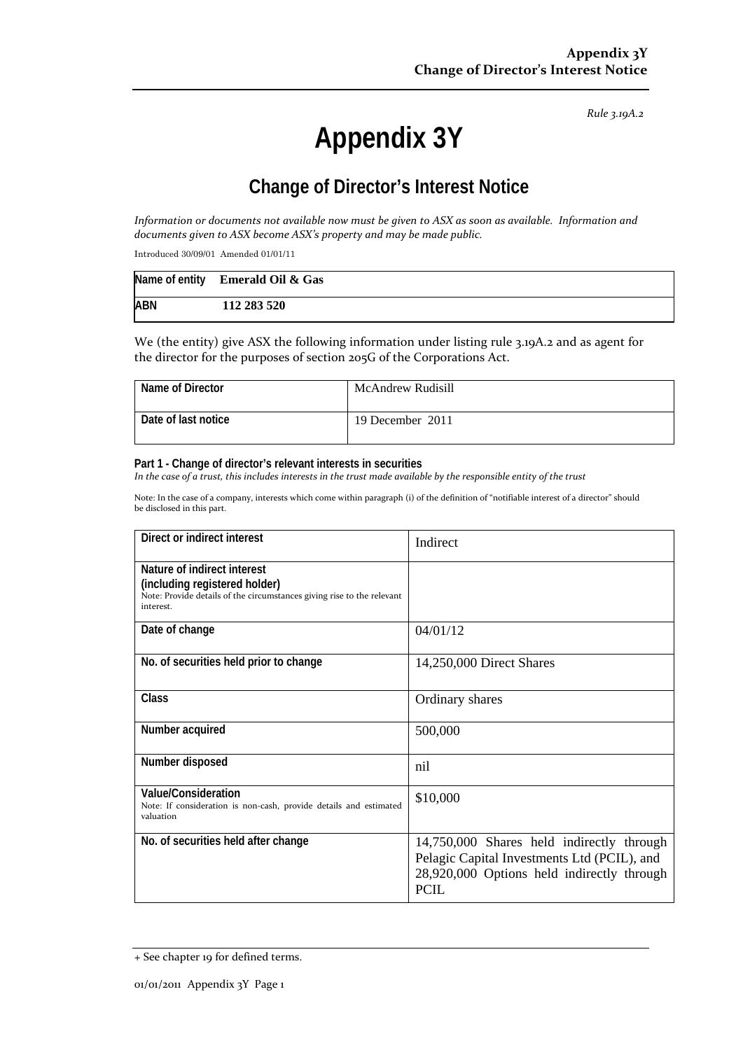*Rule 3.19A.2*

# Appendix 3Y

## Change of Director's Interest Notice

*Information or documents not available now must be given to ASX as soon as available. Information and documents given to ASX become ASX's property and may be made public.*

Introduced 30/09/01 Amended 01/01/11

| Name of entity | Emerald Oil & Gas |
|---|---|
| ABN | 112 283 520 |

We (the entity) give ASX the following information under listing rule 3.19A.2 and as agent for the director for the purposes of section 205G of the Corporations Act.

| Name of Director | McAndrew Rudisill |
|---|---|
| Date of last notice | 19 December 2011 |

**Part 1 - Change of director's relevant interests in securities**

*In the case of a trust, this includes interests in the trust made available by the responsible entity of the trust*

Note: In the case of a company, interests which come within paragraph (i) of the definition of "notifiable interest of a director" should be disclosed in this part.

| Direct or indirect interest | Indirect |
|---|---|
| **Nature of indirect interest (including registered holder)**<br>Note: Provide details of the circumstances giving rise to the relevant interest. | |
| **Date of change** | 04/01/12 |
| **No. of securities held prior to change** | 14,250,000 Direct Shares |
| **Class** | Ordinary shares |
| **Number acquired** | 500,000 |
| **Number disposed** | nil |
| **Value/Consideration**<br>Note: If consideration is non-cash, provide details and estimated valuation | $10,000 |
| **No. of securities held after change** | 14,750,000 Shares held indirectly through Pelagic Capital Investments Ltd (PCIL), and 28,920,000 Options held indirectly through PCIL |

+ See chapter 19 for defined terms.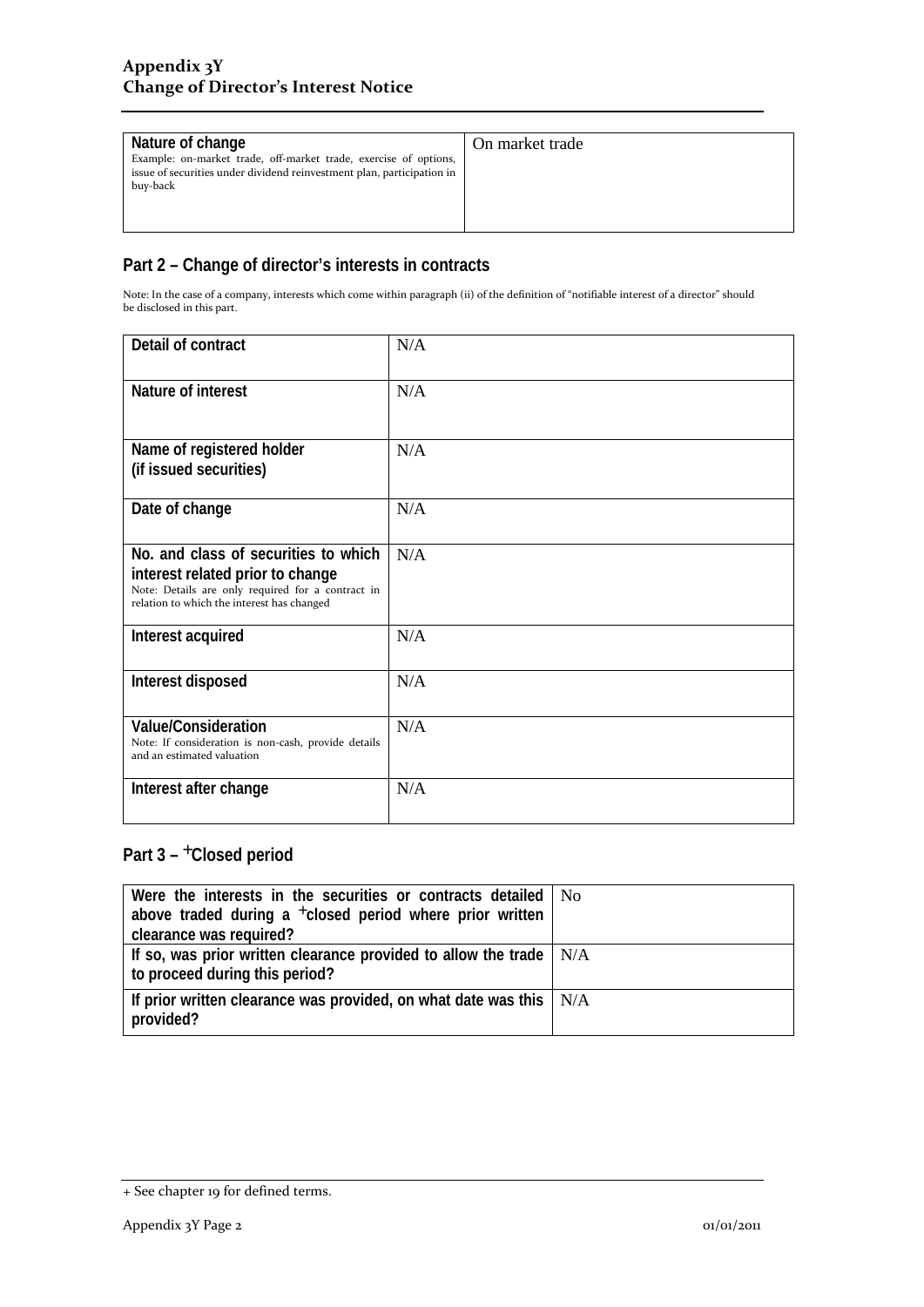| Nature of change<br>Example: on-market trade, off-market trade, exercise of options, issue of securities under dividend reinvestment plan, participation in buy-back | On market trade |
|---|---|

## Part 2 – Change of director's interests in contracts

Note: In the case of a company, interests which come within paragraph (ii) of the definition of "notifiable interest of a director" should be disclosed in this part.

| Detail of contract | N/A |
|---|---|
| Nature of interest | N/A |
| Name of registered holder<br>(if issued securities) | N/A |
| Date of change | N/A |
| No. and class of securities to which interest related prior to change<br>Note: Details are only required for a contract in relation to which the interest has changed | N/A |
| Interest acquired | N/A |
| Interest disposed | N/A |
| Value/Consideration<br>Note: If consideration is non-cash, provide details and an estimated valuation | N/A |
| Interest after change | N/A |

## Part 3 – +Closed period

| Were the interests in the securities or contracts detailed above traded during a +closed period where prior written clearance was required? | No |
|---|---|
| If so, was prior written clearance provided to allow the trade to proceed during this period? | N/A |
| If prior written clearance was provided, on what date was this provided? | N/A |

+ See chapter 19 for defined terms.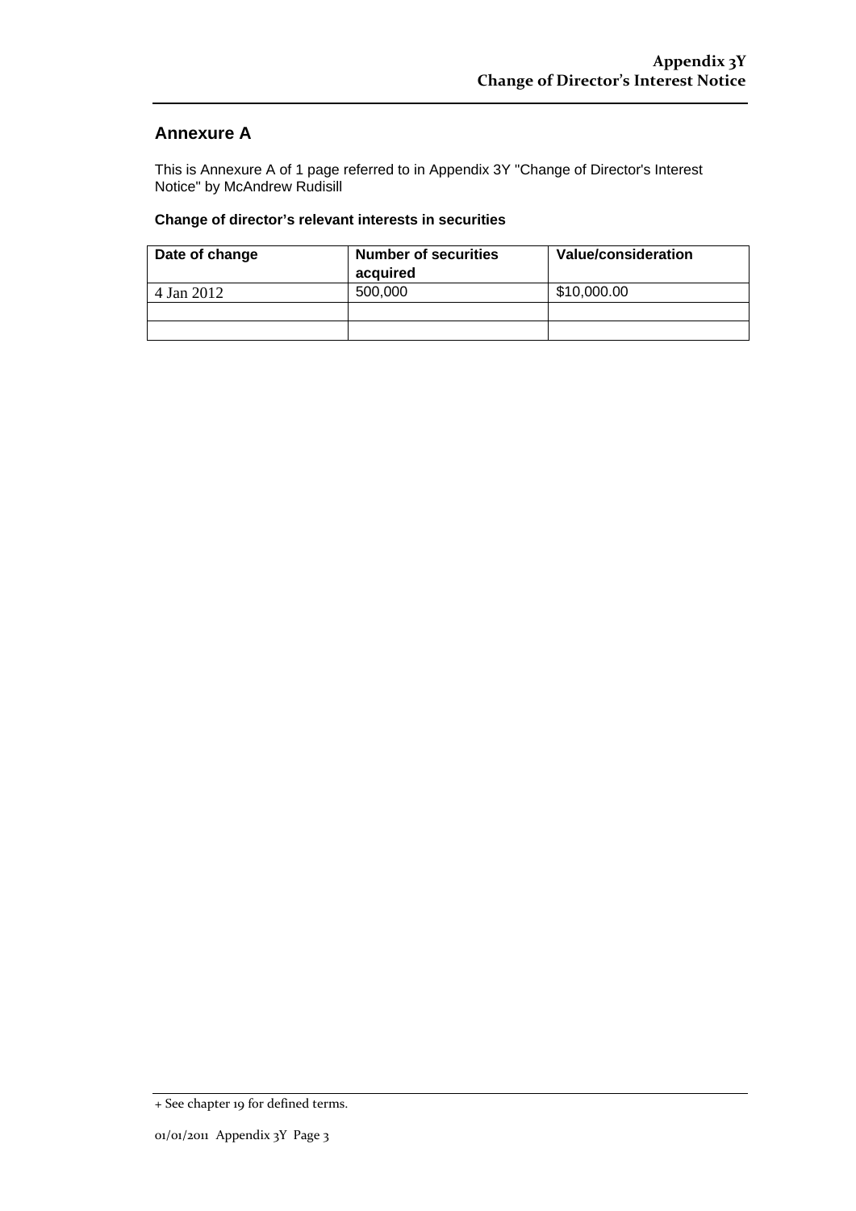## Annexure A

This is Annexure A of 1 page referred to in Appendix 3Y "Change of Director's Interest Notice" by McAndrew Rudisill

**Change of director's relevant interests in securities**

| Date of change | Number of securities acquired | Value/consideration |
|---|---|---|
| 4 Jan 2012 | 500,000 | $10,000.00 |
| | | |
| | | |

+ See chapter 19 for defined terms.